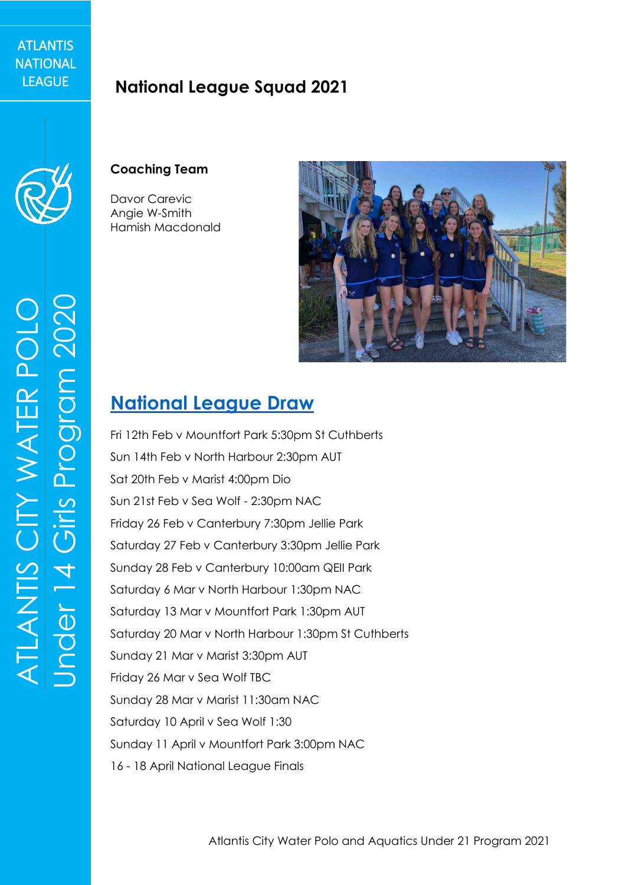ATLANTIS NATIONAL LEAGUE

ATLANTIS CITY WATER POLO
Under 14 Girls Program 2020

# National League Squad 2021

**Coaching Team**

Davor Carevic
Angie W-Smith
Hamish Macdonald

## National League Draw

Fri 12th Feb v Mountfort Park 5:30pm St Cuthberts

Sun 14th Feb v North Harbour 2:30pm AUT

Sat 20th Feb v Marist 4:00pm Dio

Sun 21st Feb v Sea Wolf - 2:30pm NAC

Friday 26 Feb v Canterbury 7:30pm Jellie Park

Saturday 27 Feb v Canterbury 3:30pm Jellie Park

Sunday 28 Feb v Canterbury 10:00am QEII Park

Saturday 6 Mar v North Harbour 1:30pm NAC

Saturday 13 Mar v Mountfort Park 1:30pm AUT

Saturday 20 Mar v North Harbour 1:30pm St Cuthberts

Sunday 21 Mar v Marist 3:30pm AUT

Friday 26 Mar v Sea Wolf TBC

Sunday 28 Mar v Marist 11:30am NAC

Saturday 10 April v Sea Wolf 1:30

Sunday 11 April v Mountfort Park 3:00pm NAC

16 - 18 April National League Finals

Atlantis City Water Polo and Aquatics Under 21 Program 2021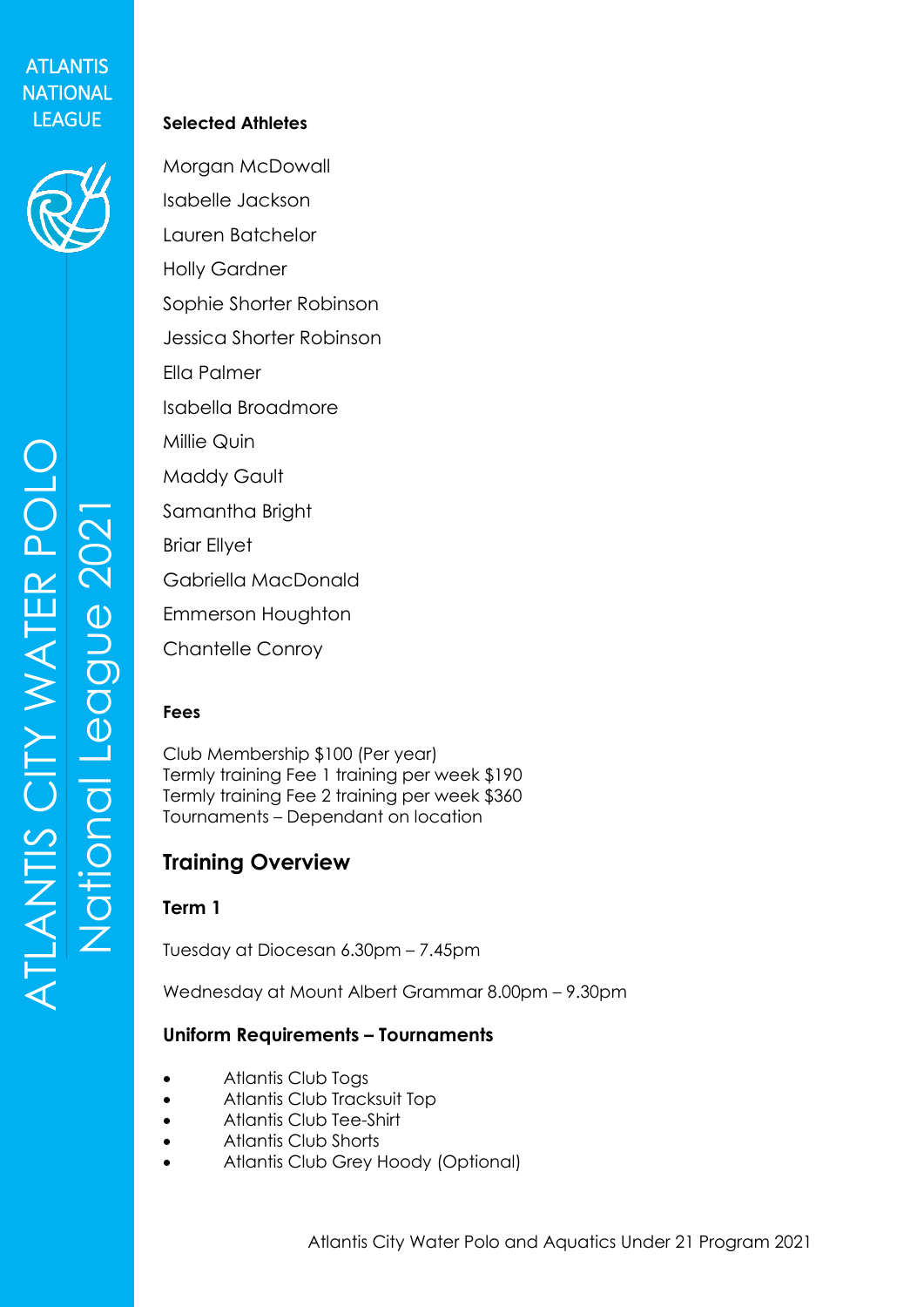**Selected Athletes**

Morgan McDowall

Isabelle Jackson

Lauren Batchelor

Holly Gardner

Sophie Shorter Robinson

Jessica Shorter Robinson

Ella Palmer

Isabella Broadmore

Millie Quin

Maddy Gault

Samantha Bright

Briar Ellyet

Gabriella MacDonald

Emmerson Houghton

Chantelle Conroy

**Fees**

Club Membership $100 (Per year)
Termly training Fee 1 training per week $190
Termly training Fee 2 training per week $360
Tournaments – Dependant on location

## Training Overview

### Term 1

Tuesday at Diocesan 6.30pm – 7.45pm

Wednesday at Mount Albert Grammar 8.00pm – 9.30pm

### Uniform Requirements – Tournaments

- Atlantis Club Togs
- Atlantis Club Tracksuit Top
- Atlantis Club Tee-Shirt
- Atlantis Club Shorts
- Atlantis Club Grey Hoody (Optional)